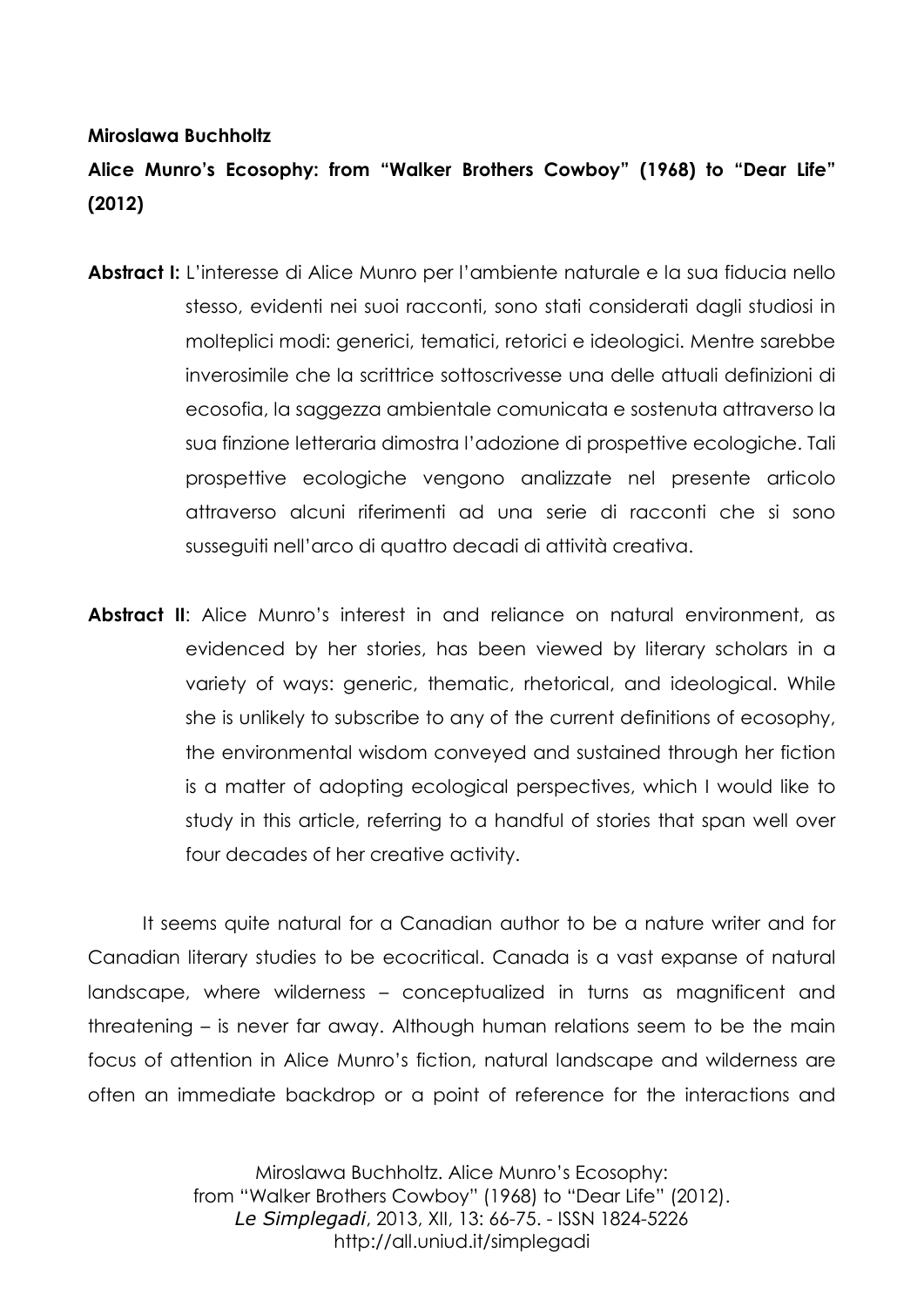**Miroslawa Buchholtz**

# Alice Munro's Ecosophy: from "Walker Brothers Cowboy" (1968) to "Dear Life" (2012)

**Abstract I:** L'interesse di Alice Munro per l'ambiente naturale e la sua fiducia nello stesso, evidenti nei suoi racconti, sono stati considerati dagli studiosi in molteplici modi: generici, tematici, retorici e ideologici. Mentre sarebbe inverosimile che la scrittrice sottoscrivesse una delle attuali definizioni di ecosofia, la saggezza ambientale comunicata e sostenuta attraverso la sua finzione letteraria dimostra l'adozione di prospettive ecologiche. Tali prospettive ecologiche vengono analizzate nel presente articolo attraverso alcuni riferimenti ad una serie di racconti che si sono susseguiti nell'arco di quattro decadi di attività creativa.

**Abstract II**: Alice Munro's interest in and reliance on natural environment, as evidenced by her stories, has been viewed by literary scholars in a variety of ways: generic, thematic, rhetorical, and ideological. While she is unlikely to subscribe to any of the current definitions of ecosophy, the environmental wisdom conveyed and sustained through her fiction is a matter of adopting ecological perspectives, which I would like to study in this article, referring to a handful of stories that span well over four decades of her creative activity.

It seems quite natural for a Canadian author to be a nature writer and for Canadian literary studies to be ecocritical. Canada is a vast expanse of natural landscape, where wilderness – conceptualized in turns as magnificent and threatening – is never far away. Although human relations seem to be the main focus of attention in Alice Munro's fiction, natural landscape and wilderness are often an immediate backdrop or a point of reference for the interactions and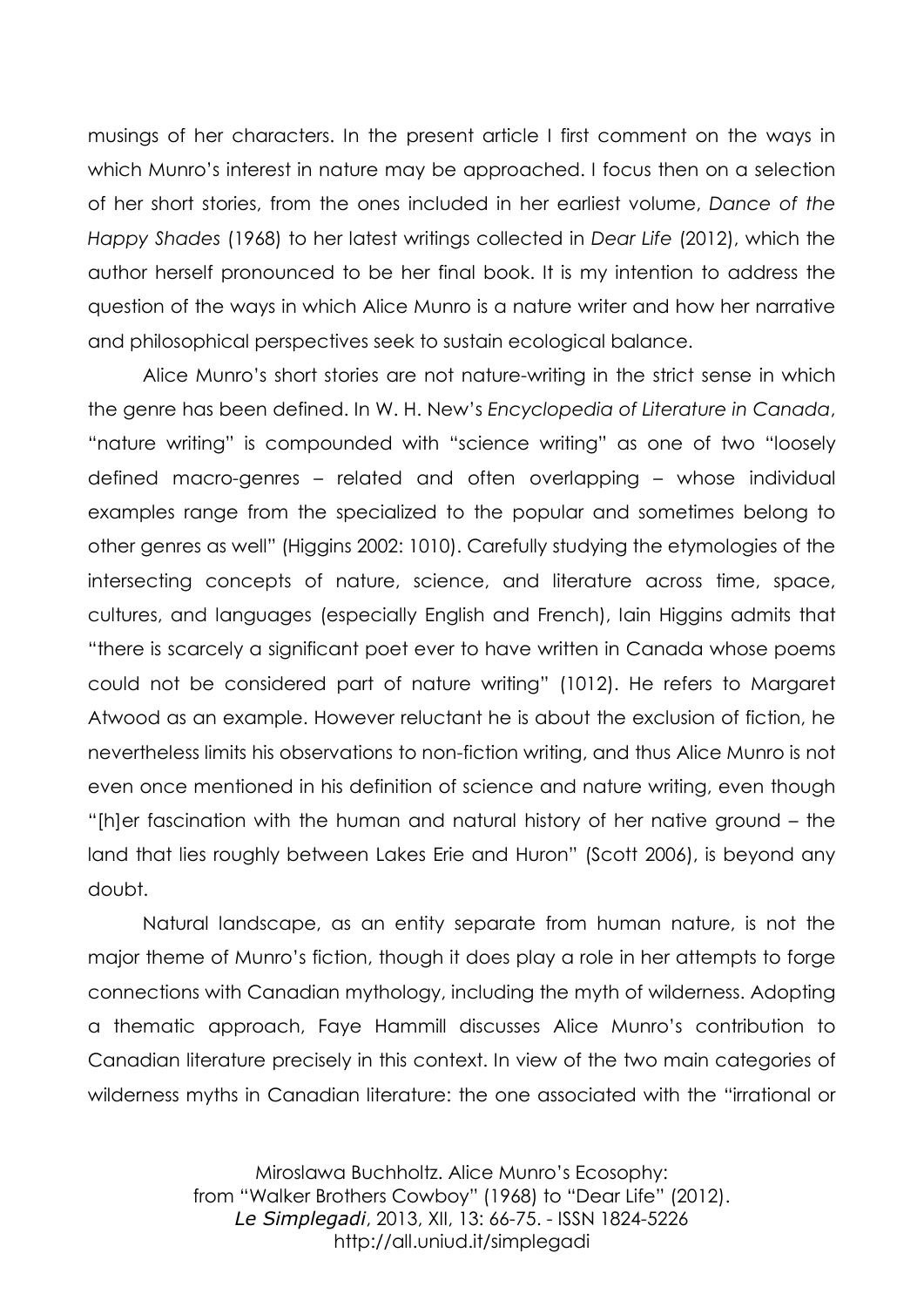musings of her characters. In the present article I first comment on the ways in which Munro's interest in nature may be approached. I focus then on a selection of her short stories, from the ones included in her earliest volume, *Dance of the Happy Shades* (1968) to her latest writings collected in *Dear Life* (2012), which the author herself pronounced to be her final book. It is my intention to address the question of the ways in which Alice Munro is a nature writer and how her narrative and philosophical perspectives seek to sustain ecological balance.

Alice Munro's short stories are not nature-writing in the strict sense in which the genre has been defined. In W. H. New's *Encyclopedia of Literature in Canada*, "nature writing" is compounded with "science writing" as one of two "loosely defined macro-genres – related and often overlapping – whose individual examples range from the specialized to the popular and sometimes belong to other genres as well" (Higgins 2002: 1010). Carefully studying the etymologies of the intersecting concepts of nature, science, and literature across time, space, cultures, and languages (especially English and French), Iain Higgins admits that "there is scarcely a significant poet ever to have written in Canada whose poems could not be considered part of nature writing" (1012). He refers to Margaret Atwood as an example. However reluctant he is about the exclusion of fiction, he nevertheless limits his observations to non-fiction writing, and thus Alice Munro is not even once mentioned in his definition of science and nature writing, even though "[h]er fascination with the human and natural history of her native ground – the land that lies roughly between Lakes Erie and Huron" (Scott 2006), is beyond any doubt.

Natural landscape, as an entity separate from human nature, is not the major theme of Munro's fiction, though it does play a role in her attempts to forge connections with Canadian mythology, including the myth of wilderness. Adopting a thematic approach, Faye Hammill discusses Alice Munro's contribution to Canadian literature precisely in this context. In view of the two main categories of wilderness myths in Canadian literature: the one associated with the "irrational or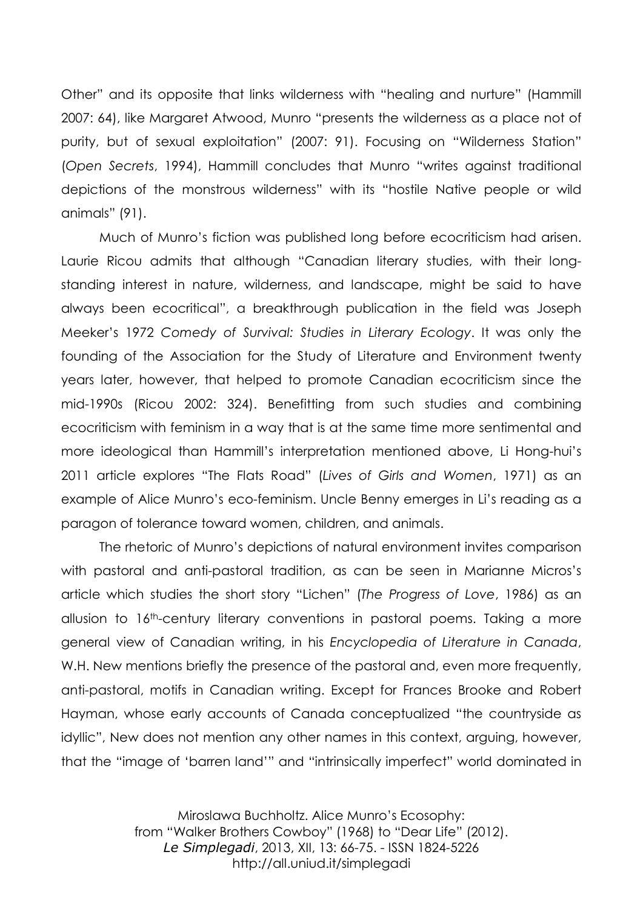Other" and its opposite that links wilderness with "healing and nurture" (Hammill 2007: 64), like Margaret Atwood, Munro "presents the wilderness as a place not of purity, but of sexual exploitation" (2007: 91). Focusing on "Wilderness Station" (*Open Secrets*, 1994), Hammill concludes that Munro "writes against traditional depictions of the monstrous wilderness" with its "hostile Native people or wild animals" (91).

Much of Munro's fiction was published long before ecocriticism had arisen. Laurie Ricou admits that although "Canadian literary studies, with their long-standing interest in nature, wilderness, and landscape, might be said to have always been ecocritical", a breakthrough publication in the field was Joseph Meeker's 1972 *Comedy of Survival: Studies in Literary Ecology*. It was only the founding of the Association for the Study of Literature and Environment twenty years later, however, that helped to promote Canadian ecocriticism since the mid-1990s (Ricou 2002: 324). Benefitting from such studies and combining ecocriticism with feminism in a way that is at the same time more sentimental and more ideological than Hammill's interpretation mentioned above, Li Hong-hui's 2011 article explores "The Flats Road" (*Lives of Girls and Women*, 1971) as an example of Alice Munro's eco-feminism. Uncle Benny emerges in Li's reading as a paragon of tolerance toward women, children, and animals.

The rhetoric of Munro's depictions of natural environment invites comparison with pastoral and anti-pastoral tradition, as can be seen in Marianne Micros's article which studies the short story "Lichen" (*The Progress of Love*, 1986) as an allusion to 16th-century literary conventions in pastoral poems. Taking a more general view of Canadian writing, in his *Encyclopedia of Literature in Canada*, W.H. New mentions briefly the presence of the pastoral and, even more frequently, anti-pastoral, motifs in Canadian writing. Except for Frances Brooke and Robert Hayman, whose early accounts of Canada conceptualized "the countryside as idyllic", New does not mention any other names in this context, arguing, however, that the "image of 'barren land'" and "intrinsically imperfect" world dominated in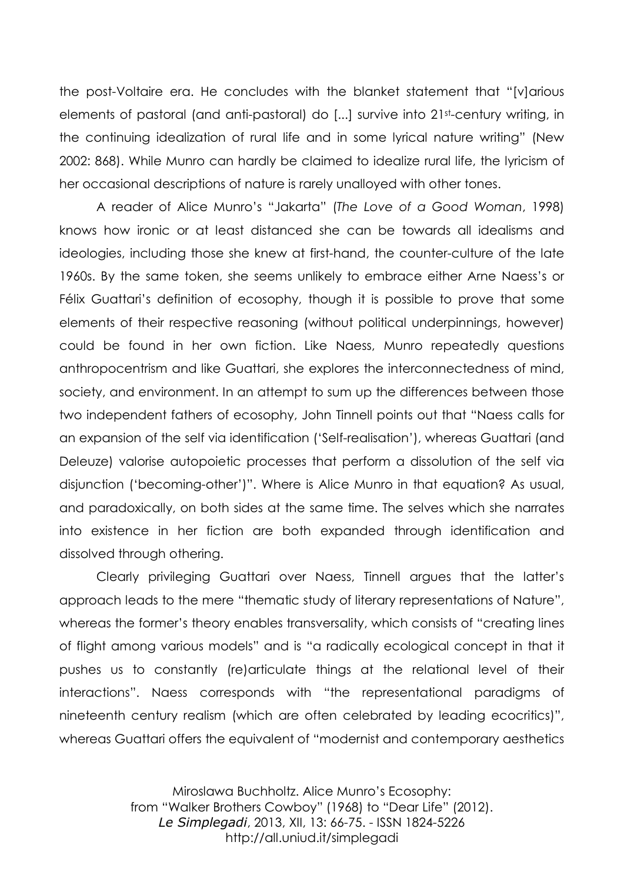the post-Voltaire era. He concludes with the blanket statement that "[v]arious elements of pastoral (and anti-pastoral) do [...] survive into 21st-century writing, in the continuing idealization of rural life and in some lyrical nature writing" (New 2002: 868). While Munro can hardly be claimed to idealize rural life, the lyricism of her occasional descriptions of nature is rarely unalloyed with other tones.

A reader of Alice Munro's "Jakarta" (*The Love of a Good Woman*, 1998) knows how ironic or at least distanced she can be towards all idealisms and ideologies, including those she knew at first-hand, the counter-culture of the late 1960s. By the same token, she seems unlikely to embrace either Arne Naess's or Félix Guattari's definition of ecosophy, though it is possible to prove that some elements of their respective reasoning (without political underpinnings, however) could be found in her own fiction. Like Naess, Munro repeatedly questions anthropocentrism and like Guattari, she explores the interconnectedness of mind, society, and environment. In an attempt to sum up the differences between those two independent fathers of ecosophy, John Tinnell points out that "Naess calls for an expansion of the self via identification ('Self-realisation'), whereas Guattari (and Deleuze) valorise autopoietic processes that perform a dissolution of the self via disjunction ('becoming-other')". Where is Alice Munro in that equation? As usual, and paradoxically, on both sides at the same time. The selves which she narrates into existence in her fiction are both expanded through identification and dissolved through othering.

Clearly privileging Guattari over Naess, Tinnell argues that the latter's approach leads to the mere "thematic study of literary representations of Nature", whereas the former's theory enables transversality, which consists of "creating lines of flight among various models" and is "a radically ecological concept in that it pushes us to constantly (re)articulate things at the relational level of their interactions". Naess corresponds with "the representational paradigms of nineteenth century realism (which are often celebrated by leading ecocritics)", whereas Guattari offers the equivalent of "modernist and contemporary aesthetics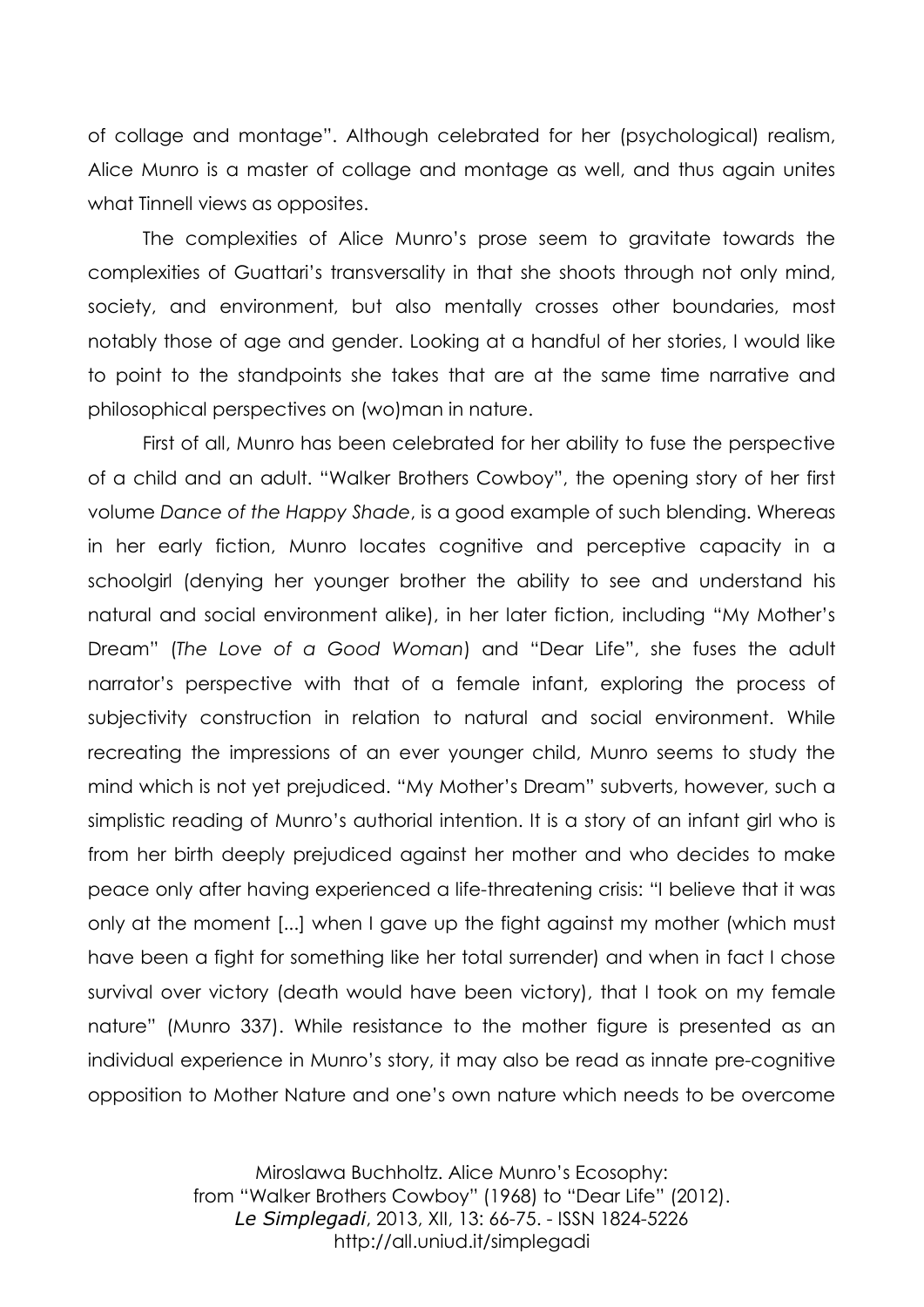of collage and montage". Although celebrated for her (psychological) realism, Alice Munro is a master of collage and montage as well, and thus again unites what Tinnell views as opposites.

The complexities of Alice Munro's prose seem to gravitate towards the complexities of Guattari's transversality in that she shoots through not only mind, society, and environment, but also mentally crosses other boundaries, most notably those of age and gender. Looking at a handful of her stories, I would like to point to the standpoints she takes that are at the same time narrative and philosophical perspectives on (wo)man in nature.

First of all, Munro has been celebrated for her ability to fuse the perspective of a child and an adult. "Walker Brothers Cowboy", the opening story of her first volume *Dance of the Happy Shade*, is a good example of such blending. Whereas in her early fiction, Munro locates cognitive and perceptive capacity in a schoolgirl (denying her younger brother the ability to see and understand his natural and social environment alike), in her later fiction, including "My Mother's Dream" (*The Love of a Good Woman*) and "Dear Life", she fuses the adult narrator's perspective with that of a female infant, exploring the process of subjectivity construction in relation to natural and social environment. While recreating the impressions of an ever younger child, Munro seems to study the mind which is not yet prejudiced. "My Mother's Dream" subverts, however, such a simplistic reading of Munro's authorial intention. It is a story of an infant girl who is from her birth deeply prejudiced against her mother and who decides to make peace only after having experienced a life-threatening crisis: "I believe that it was only at the moment [...] when I gave up the fight against my mother (which must have been a fight for something like her total surrender) and when in fact I chose survival over victory (death would have been victory), that I took on my female nature" (Munro 337). While resistance to the mother figure is presented as an individual experience in Munro's story, it may also be read as innate pre-cognitive opposition to Mother Nature and one's own nature which needs to be overcome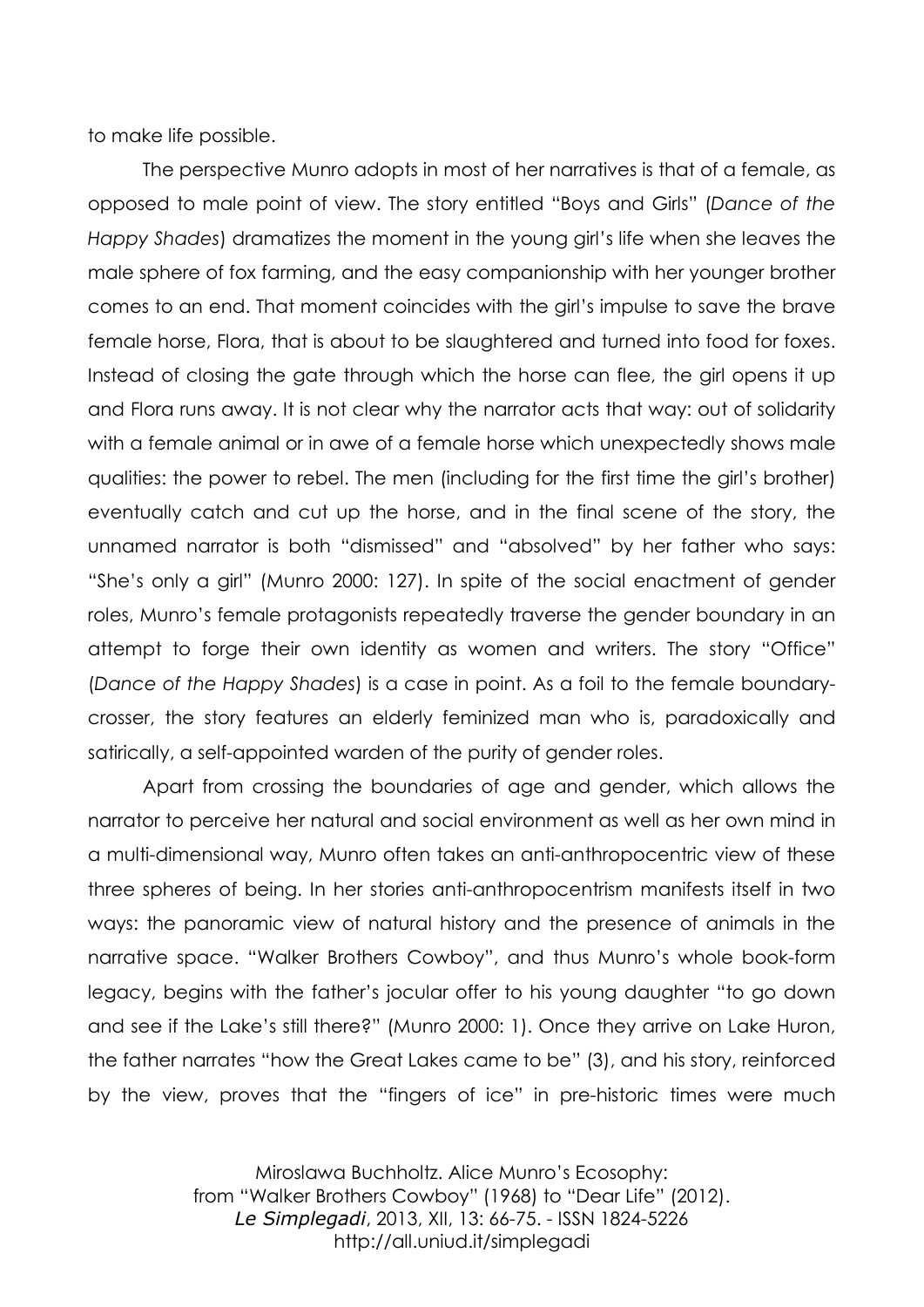to make life possible.

The perspective Munro adopts in most of her narratives is that of a female, as opposed to male point of view. The story entitled "Boys and Girls" (*Dance of the Happy Shades*) dramatizes the moment in the young girl's life when she leaves the male sphere of fox farming, and the easy companionship with her younger brother comes to an end. That moment coincides with the girl's impulse to save the brave female horse, Flora, that is about to be slaughtered and turned into food for foxes. Instead of closing the gate through which the horse can flee, the girl opens it up and Flora runs away. It is not clear why the narrator acts that way: out of solidarity with a female animal or in awe of a female horse which unexpectedly shows male qualities: the power to rebel. The men (including for the first time the girl's brother) eventually catch and cut up the horse, and in the final scene of the story, the unnamed narrator is both "dismissed" and "absolved" by her father who says: "She's only a girl" (Munro 2000: 127). In spite of the social enactment of gender roles, Munro's female protagonists repeatedly traverse the gender boundary in an attempt to forge their own identity as women and writers. The story "Office" (*Dance of the Happy Shades*) is a case in point. As a foil to the female boundary-crosser, the story features an elderly feminized man who is, paradoxically and satirically, a self-appointed warden of the purity of gender roles.

Apart from crossing the boundaries of age and gender, which allows the narrator to perceive her natural and social environment as well as her own mind in a multi-dimensional way, Munro often takes an anti-anthropocentric view of these three spheres of being. In her stories anti-anthropocentrism manifests itself in two ways: the panoramic view of natural history and the presence of animals in the narrative space. "Walker Brothers Cowboy", and thus Munro's whole book-form legacy, begins with the father's jocular offer to his young daughter "to go down and see if the Lake's still there?" (Munro 2000: 1). Once they arrive on Lake Huron, the father narrates "how the Great Lakes came to be" (3), and his story, reinforced by the view, proves that the "fingers of ice" in pre-historic times were much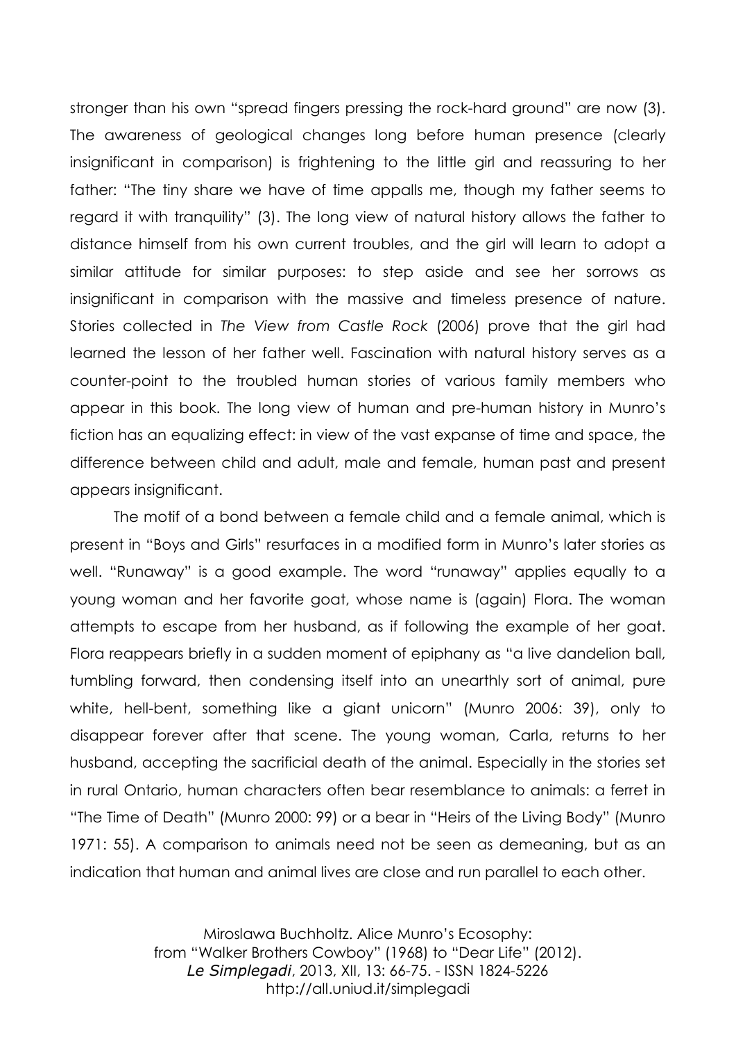stronger than his own "spread fingers pressing the rock-hard ground" are now (3). The awareness of geological changes long before human presence (clearly insignificant in comparison) is frightening to the little girl and reassuring to her father: "The tiny share we have of time appalls me, though my father seems to regard it with tranquility" (3). The long view of natural history allows the father to distance himself from his own current troubles, and the girl will learn to adopt a similar attitude for similar purposes: to step aside and see her sorrows as insignificant in comparison with the massive and timeless presence of nature. Stories collected in *The View from Castle Rock* (2006) prove that the girl had learned the lesson of her father well. Fascination with natural history serves as a counter-point to the troubled human stories of various family members who appear in this book. The long view of human and pre-human history in Munro's fiction has an equalizing effect: in view of the vast expanse of time and space, the difference between child and adult, male and female, human past and present appears insignificant.

The motif of a bond between a female child and a female animal, which is present in "Boys and Girls" resurfaces in a modified form in Munro's later stories as well. "Runaway" is a good example. The word "runaway" applies equally to a young woman and her favorite goat, whose name is (again) Flora. The woman attempts to escape from her husband, as if following the example of her goat. Flora reappears briefly in a sudden moment of epiphany as "a live dandelion ball, tumbling forward, then condensing itself into an unearthly sort of animal, pure white, hell-bent, something like a giant unicorn" (Munro 2006: 39), only to disappear forever after that scene. The young woman, Carla, returns to her husband, accepting the sacrificial death of the animal. Especially in the stories set in rural Ontario, human characters often bear resemblance to animals: a ferret in "The Time of Death" (Munro 2000: 99) or a bear in "Heirs of the Living Body" (Munro 1971: 55). A comparison to animals need not be seen as demeaning, but as an indication that human and animal lives are close and run parallel to each other.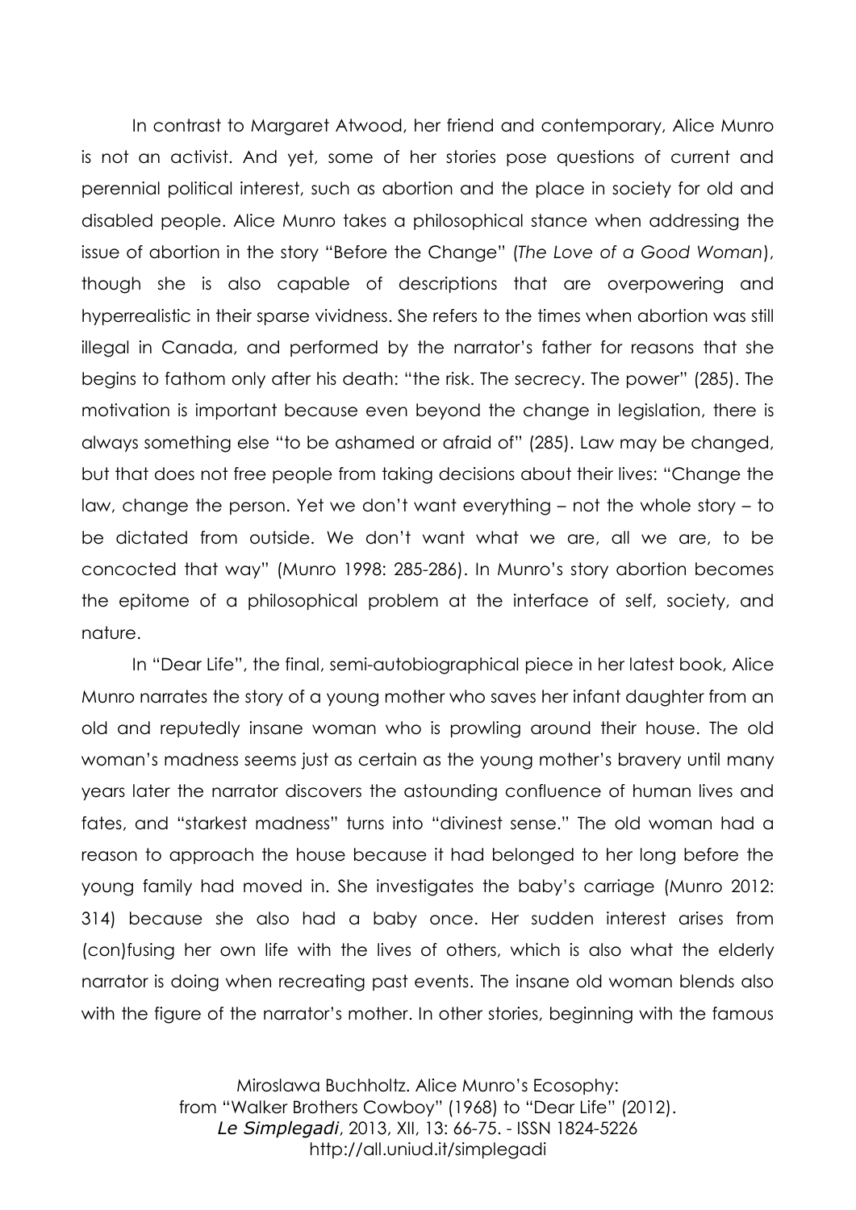In contrast to Margaret Atwood, her friend and contemporary, Alice Munro is not an activist. And yet, some of her stories pose questions of current and perennial political interest, such as abortion and the place in society for old and disabled people. Alice Munro takes a philosophical stance when addressing the issue of abortion in the story "Before the Change" (*The Love of a Good Woman*), though she is also capable of descriptions that are overpowering and hyperrealistic in their sparse vividness. She refers to the times when abortion was still illegal in Canada, and performed by the narrator's father for reasons that she begins to fathom only after his death: "the risk. The secrecy. The power" (285). The motivation is important because even beyond the change in legislation, there is always something else "to be ashamed or afraid of" (285). Law may be changed, but that does not free people from taking decisions about their lives: "Change the law, change the person. Yet we don't want everything – not the whole story – to be dictated from outside. We don't want what we are, all we are, to be concocted that way" (Munro 1998: 285-286). In Munro's story abortion becomes the epitome of a philosophical problem at the interface of self, society, and nature.

In "Dear Life", the final, semi-autobiographical piece in her latest book, Alice Munro narrates the story of a young mother who saves her infant daughter from an old and reputedly insane woman who is prowling around their house. The old woman's madness seems just as certain as the young mother's bravery until many years later the narrator discovers the astounding confluence of human lives and fates, and "starkest madness" turns into "divinest sense." The old woman had a reason to approach the house because it had belonged to her long before the young family had moved in. She investigates the baby's carriage (Munro 2012: 314) because she also had a baby once. Her sudden interest arises from (con)fusing her own life with the lives of others, which is also what the elderly narrator is doing when recreating past events. The insane old woman blends also with the figure of the narrator's mother. In other stories, beginning with the famous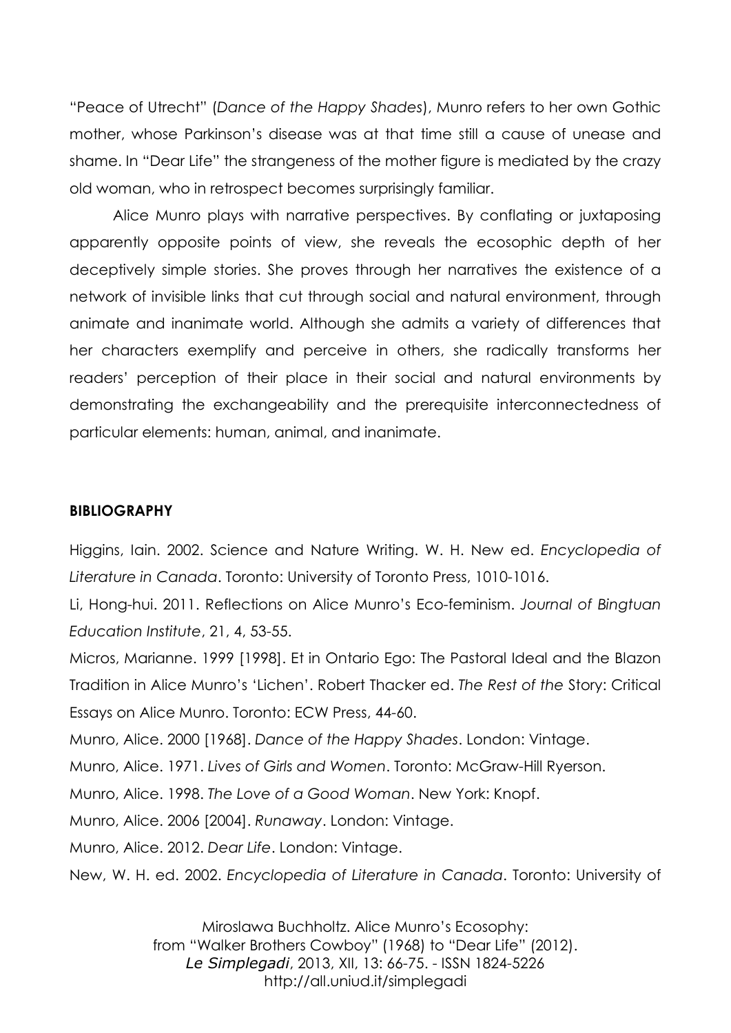"Peace of Utrecht" (*Dance of the Happy Shades*), Munro refers to her own Gothic mother, whose Parkinson's disease was at that time still a cause of unease and shame. In "Dear Life" the strangeness of the mother figure is mediated by the crazy old woman, who in retrospect becomes surprisingly familiar.

Alice Munro plays with narrative perspectives. By conflating or juxtaposing apparently opposite points of view, she reveals the ecosophic depth of her deceptively simple stories. She proves through her narratives the existence of a network of invisible links that cut through social and natural environment, through animate and inanimate world. Although she admits a variety of differences that her characters exemplify and perceive in others, she radically transforms her readers' perception of their place in their social and natural environments by demonstrating the exchangeability and the prerequisite interconnectedness of particular elements: human, animal, and inanimate.

## BIBLIOGRAPHY

Higgins, Iain. 2002. Science and Nature Writing. W. H. New ed. *Encyclopedia of Literature in Canada*. Toronto: University of Toronto Press, 1010-1016.

Li, Hong-hui. 2011. Reflections on Alice Munro's Eco-feminism. *Journal of Bingtuan Education Institute*, 21, 4, 53-55.

Micros, Marianne. 1999 [1998]. Et in Ontario Ego: The Pastoral Ideal and the Blazon Tradition in Alice Munro's 'Lichen'. Robert Thacker ed. *The Rest of the* Story: Critical Essays on Alice Munro. Toronto: ECW Press, 44-60.

Munro, Alice. 2000 [1968]. *Dance of the Happy Shades*. London: Vintage.

Munro, Alice. 1971. *Lives of Girls and Women*. Toronto: McGraw-Hill Ryerson.

Munro, Alice. 1998. *The Love of a Good Woman*. New York: Knopf.

Munro, Alice. 2006 [2004]. *Runaway*. London: Vintage.

Munro, Alice. 2012. *Dear Life*. London: Vintage.

New, W. H. ed. 2002. *Encyclopedia of Literature in Canada*. Toronto: University of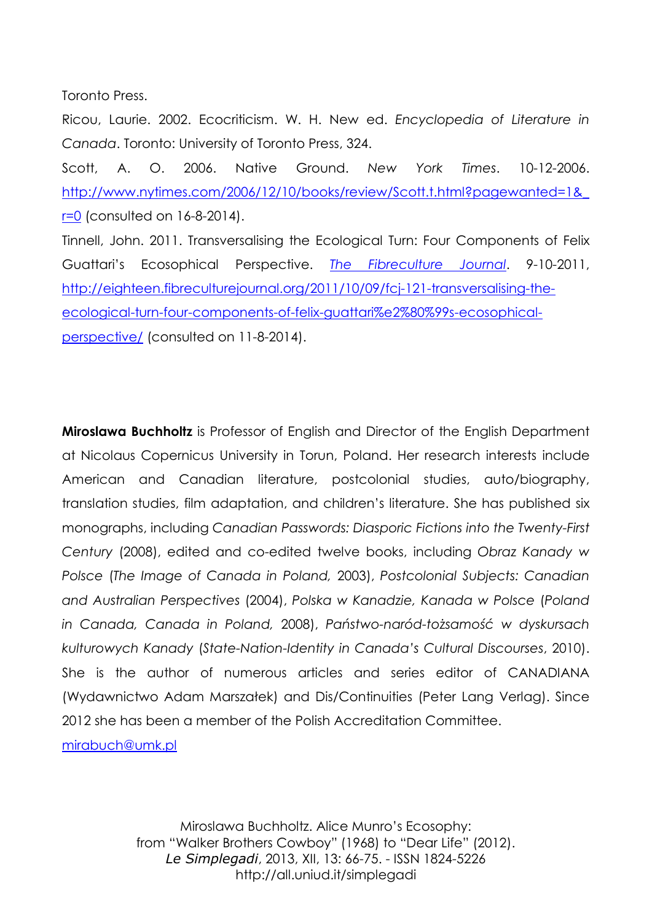Toronto Press.

Ricou, Laurie. 2002. Ecocriticism. W. H. New ed. *Encyclopedia of Literature in Canada*. Toronto: University of Toronto Press, 324.

Scott, A. O. 2006. Native Ground. *New York Times*. 10-12-2006. http://www.nytimes.com/2006/12/10/books/review/Scott.t.html?pagewanted=1&_r=0 (consulted on 16-8-2014).

Tinnell, John. 2011. Transversalising the Ecological Turn: Four Components of Felix Guattari's Ecosophical Perspective. *The Fibreculture Journal*. 9-10-2011, http://eighteen.fibreculturejournal.org/2011/10/09/fcj-121-transversalising-the-ecological-turn-four-components-of-felix-guattari%e2%80%99s-ecosophical-perspective/ (consulted on 11-8-2014).

**Miroslawa Buchholtz** is Professor of English and Director of the English Department at Nicolaus Copernicus University in Torun, Poland. Her research interests include American and Canadian literature, postcolonial studies, auto/biography, translation studies, film adaptation, and children's literature. She has published six monographs, including *Canadian Passwords: Diasporic Fictions into the Twenty-First Century* (2008), edited and co-edited twelve books, including *Obraz Kanady w Polsce* (*The Image of Canada in Poland,* 2003), *Postcolonial Subjects: Canadian and Australian Perspectives* (2004), *Polska w Kanadzie, Kanada w Polsce* (*Poland in Canada, Canada in Poland,* 2008), *Państwo-naród-tożsamość w dyskursach kulturowych Kanady* (*State-Nation-Identity in Canada's Cultural Discourses*, 2010). She is the author of numerous articles and series editor of CANADIANA (Wydawnictwo Adam Marszałek) and Dis/Continuities (Peter Lang Verlag). Since 2012 she has been a member of the Polish Accreditation Committee.

mirabuch@umk.pl